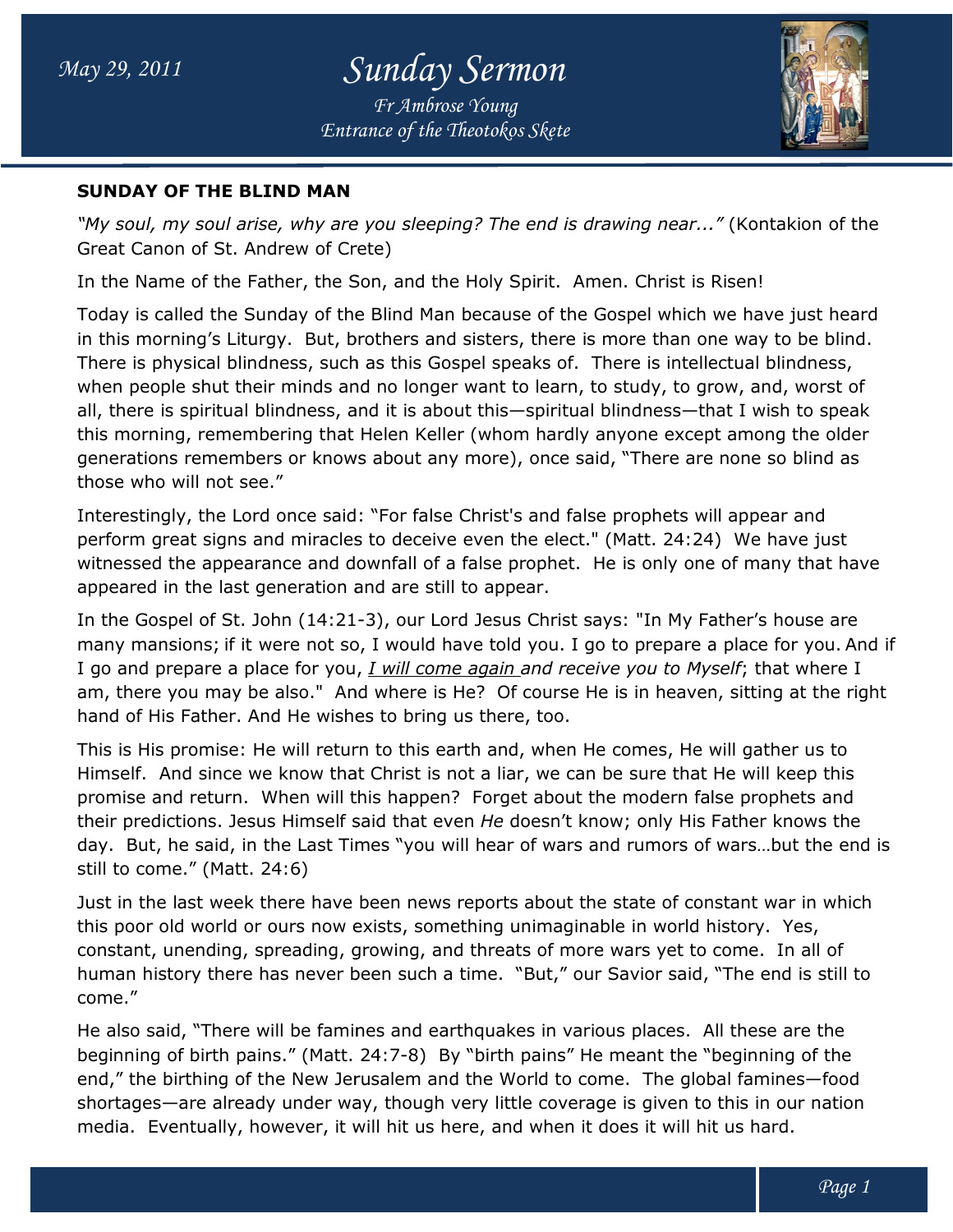# Sunday Sermon

*Fr Ambrose Young*
*Entrance of the Theotokos Skete*

*May 29, 2011*

## SUNDAY OF THE BLIND MAN

*"My soul, my soul arise, why are you sleeping? The end is drawing near..."* (Kontakion of the Great Canon of St. Andrew of Crete)

In the Name of the Father, the Son, and the Holy Spirit. Amen. Christ is Risen!

Today is called the Sunday of the Blind Man because of the Gospel which we have just heard in this morning's Liturgy. But, brothers and sisters, there is more than one way to be blind. There is physical blindness, such as this Gospel speaks of. There is intellectual blindness, when people shut their minds and no longer want to learn, to study, to grow, and, worst of all, there is spiritual blindness, and it is about this—spiritual blindness—that I wish to speak this morning, remembering that Helen Keller (whom hardly anyone except among the older generations remembers or knows about any more), once said, "There are none so blind as those who will not see."

Interestingly, the Lord once said: "For false Christ's and false prophets will appear and perform great signs and miracles to deceive even the elect." (Matt. 24:24) We have just witnessed the appearance and downfall of a false prophet. He is only one of many that have appeared in the last generation and are still to appear.

In the Gospel of St. John (14:21-3), our Lord Jesus Christ says: "In My Father's house are many mansions; if it were not so, I would have told you. I go to prepare a place for you. And if I go and prepare a place for you, *<u>I will come again</u> and receive you to Myself*; that where I am, there you may be also." And where is He? Of course He is in heaven, sitting at the right hand of His Father. And He wishes to bring us there, too.

This is His promise: He will return to this earth and, when He comes, He will gather us to Himself. And since we know that Christ is not a liar, we can be sure that He will keep this promise and return. When will this happen? Forget about the modern false prophets and their predictions. Jesus Himself said that even *He* doesn't know; only His Father knows the day. But, he said, in the Last Times "you will hear of wars and rumors of wars…but the end is still to come." (Matt. 24:6)

Just in the last week there have been news reports about the state of constant war in which this poor old world or ours now exists, something unimaginable in world history. Yes, constant, unending, spreading, growing, and threats of more wars yet to come. In all of human history there has never been such a time. "But," our Savior said, "The end is still to come."

He also said, "There will be famines and earthquakes in various places. All these are the beginning of birth pains." (Matt. 24:7-8) By "birth pains" He meant the "beginning of the end," the birthing of the New Jerusalem and the World to come. The global famines—food shortages—are already under way, though very little coverage is given to this in our nation media. Eventually, however, it will hit us here, and when it does it will hit us hard.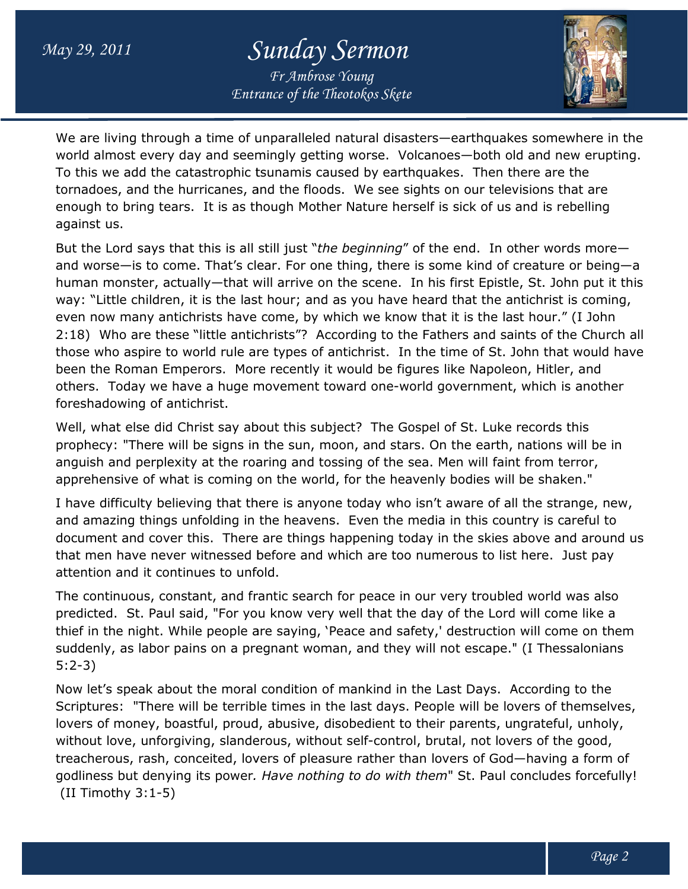We are living through a time of unparalleled natural disasters—earthquakes somewhere in the world almost every day and seemingly getting worse. Volcanoes—both old and new erupting. To this we add the catastrophic tsunamis caused by earthquakes. Then there are the tornadoes, and the hurricanes, and the floods. We see sights on our televisions that are enough to bring tears. It is as though Mother Nature herself is sick of us and is rebelling against us.

But the Lord says that this is all still just "*the beginning*" of the end. In other words more—and worse—is to come. That's clear. For one thing, there is some kind of creature or being—a human monster, actually—that will arrive on the scene. In his first Epistle, St. John put it this way: "Little children, it is the last hour; and as you have heard that the antichrist is coming, even now many antichrists have come, by which we know that it is the last hour." (I John 2:18) Who are these "little antichrists"? According to the Fathers and saints of the Church all those who aspire to world rule are types of antichrist. In the time of St. John that would have been the Roman Emperors. More recently it would be figures like Napoleon, Hitler, and others. Today we have a huge movement toward one-world government, which is another foreshadowing of antichrist.

Well, what else did Christ say about this subject? The Gospel of St. Luke records this prophecy: "There will be signs in the sun, moon, and stars. On the earth, nations will be in anguish and perplexity at the roaring and tossing of the sea. Men will faint from terror, apprehensive of what is coming on the world, for the heavenly bodies will be shaken."

I have difficulty believing that there is anyone today who isn't aware of all the strange, new, and amazing things unfolding in the heavens. Even the media in this country is careful to document and cover this. There are things happening today in the skies above and around us that men have never witnessed before and which are too numerous to list here. Just pay attention and it continues to unfold.

The continuous, constant, and frantic search for peace in our very troubled world was also predicted. St. Paul said, "For you know very well that the day of the Lord will come like a thief in the night. While people are saying, 'Peace and safety,' destruction will come on them suddenly, as labor pains on a pregnant woman, and they will not escape." (I Thessalonians 5:2-3)

Now let's speak about the moral condition of mankind in the Last Days. According to the Scriptures: "There will be terrible times in the last days. People will be lovers of themselves, lovers of money, boastful, proud, abusive, disobedient to their parents, ungrateful, unholy, without love, unforgiving, slanderous, without self-control, brutal, not lovers of the good, treacherous, rash, conceited, lovers of pleasure rather than lovers of God—having a form of godliness but denying its power*. Have nothing to do with them*" St. Paul concludes forcefully! (II Timothy 3:1-5)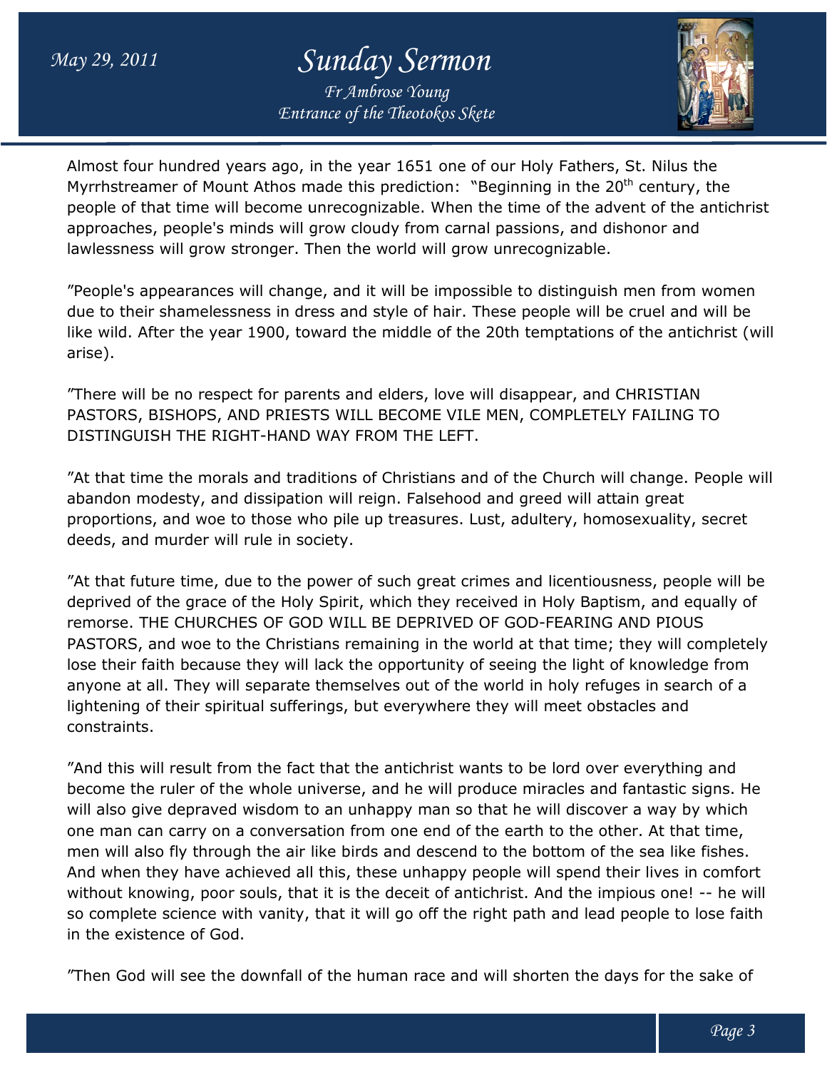Almost four hundred years ago, in the year 1651 one of our Holy Fathers, St. Nilus the Myrrhstreamer of Mount Athos made this prediction: "Beginning in the 20th century, the people of that time will become unrecognizable. When the time of the advent of the antichrist approaches, people's minds will grow cloudy from carnal passions, and dishonor and lawlessness will grow stronger. Then the world will grow unrecognizable.

"People's appearances will change, and it will be impossible to distinguish men from women due to their shamelessness in dress and style of hair. These people will be cruel and will be like wild. After the year 1900, toward the middle of the 20th temptations of the antichrist (will arise).

"There will be no respect for parents and elders, love will disappear, and CHRISTIAN PASTORS, BISHOPS, AND PRIESTS WILL BECOME VILE MEN, COMPLETELY FAILING TO DISTINGUISH THE RIGHT-HAND WAY FROM THE LEFT.

"At that time the morals and traditions of Christians and of the Church will change. People will abandon modesty, and dissipation will reign. Falsehood and greed will attain great proportions, and woe to those who pile up treasures. Lust, adultery, homosexuality, secret deeds, and murder will rule in society.

"At that future time, due to the power of such great crimes and licentiousness, people will be deprived of the grace of the Holy Spirit, which they received in Holy Baptism, and equally of remorse. THE CHURCHES OF GOD WILL BE DEPRIVED OF GOD-FEARING AND PIOUS PASTORS, and woe to the Christians remaining in the world at that time; they will completely lose their faith because they will lack the opportunity of seeing the light of knowledge from anyone at all. They will separate themselves out of the world in holy refuges in search of a lightening of their spiritual sufferings, but everywhere they will meet obstacles and constraints.

"And this will result from the fact that the antichrist wants to be lord over everything and become the ruler of the whole universe, and he will produce miracles and fantastic signs. He will also give depraved wisdom to an unhappy man so that he will discover a way by which one man can carry on a conversation from one end of the earth to the other. At that time, men will also fly through the air like birds and descend to the bottom of the sea like fishes. And when they have achieved all this, these unhappy people will spend their lives in comfort without knowing, poor souls, that it is the deceit of antichrist. And the impious one! -- he will so complete science with vanity, that it will go off the right path and lead people to lose faith in the existence of God.

"Then God will see the downfall of the human race and will shorten the days for the sake of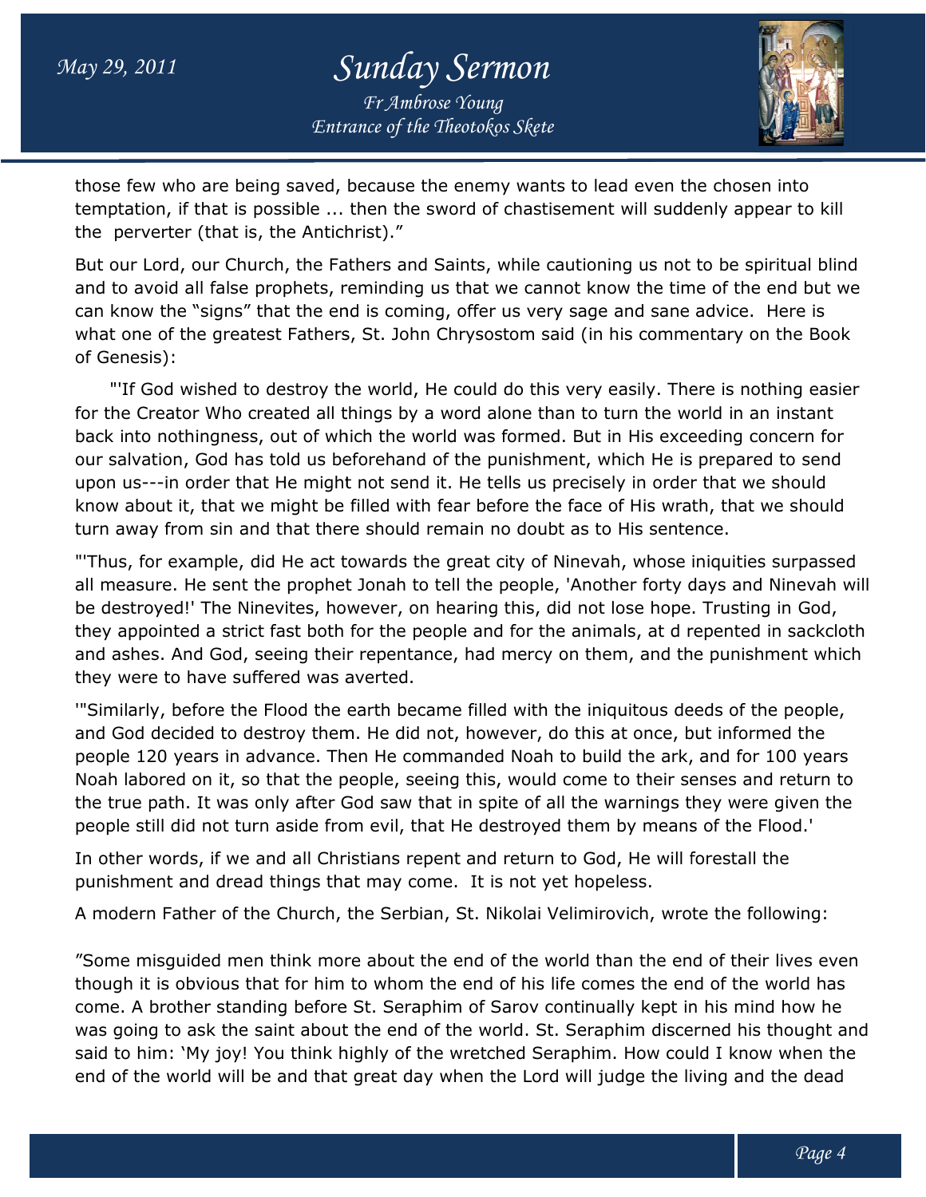those few who are being saved, because the enemy wants to lead even the chosen into temptation, if that is possible ... then the sword of chastisement will suddenly appear to kill the perverter (that is, the Antichrist)."

But our Lord, our Church, the Fathers and Saints, while cautioning us not to be spiritual blind and to avoid all false prophets, reminding us that we cannot know the time of the end but we can know the "signs" that the end is coming, offer us very sage and sane advice. Here is what one of the greatest Fathers, St. John Chrysostom said (in his commentary on the Book of Genesis):

"'If God wished to destroy the world, He could do this very easily. There is nothing easier for the Creator Who created all things by a word alone than to turn the world in an instant back into nothingness, out of which the world was formed. But in His exceeding concern for our salvation, God has told us beforehand of the punishment, which He is prepared to send upon us---in order that He might not send it. He tells us precisely in order that we should know about it, that we might be filled with fear before the face of His wrath, that we should turn away from sin and that there should remain no doubt as to His sentence.

"'Thus, for example, did He act towards the great city of Ninevah, whose iniquities surpassed all measure. He sent the prophet Jonah to tell the people, 'Another forty days and Ninevah will be destroyed!' The Ninevites, however, on hearing this, did not lose hope. Trusting in God, they appointed a strict fast both for the people and for the animals, at d repented in sackcloth and ashes. And God, seeing their repentance, had mercy on them, and the punishment which they were to have suffered was averted.

'"Similarly, before the Flood the earth became filled with the iniquitous deeds of the people, and God decided to destroy them. He did not, however, do this at once, but informed the people 120 years in advance. Then He commanded Noah to build the ark, and for 100 years Noah labored on it, so that the people, seeing this, would come to their senses and return to the true path. It was only after God saw that in spite of all the warnings they were given the people still did not turn aside from evil, that He destroyed them by means of the Flood.'

In other words, if we and all Christians repent and return to God, He will forestall the punishment and dread things that may come. It is not yet hopeless.

A modern Father of the Church, the Serbian, St. Nikolai Velimirovich, wrote the following:

"Some misguided men think more about the end of the world than the end of their lives even though it is obvious that for him to whom the end of his life comes the end of the world has come. A brother standing before St. Seraphim of Sarov continually kept in his mind how he was going to ask the saint about the end of the world. St. Seraphim discerned his thought and said to him: 'My joy! You think highly of the wretched Seraphim. How could I know when the end of the world will be and that great day when the Lord will judge the living and the dead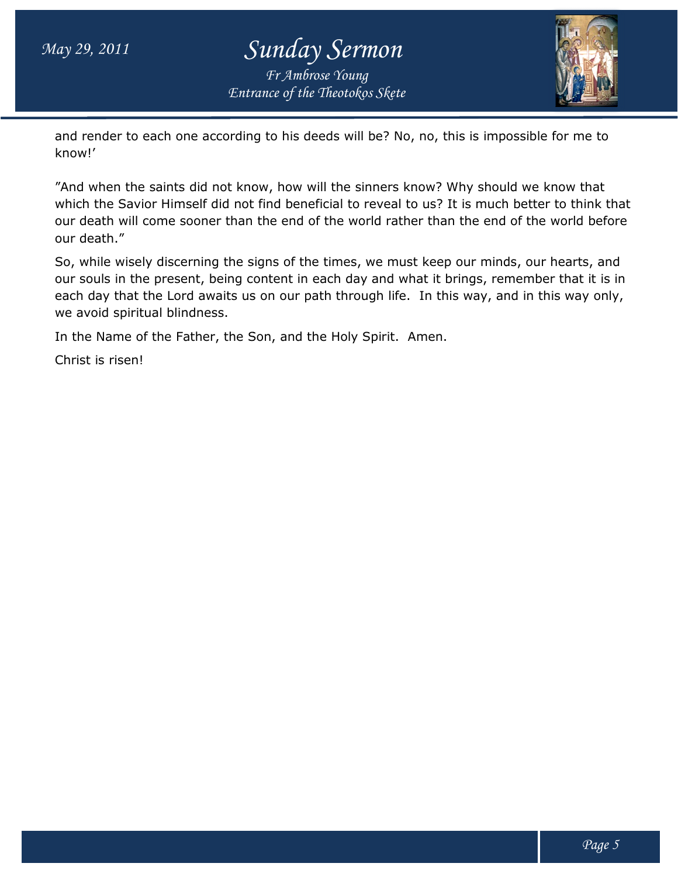and render to each one according to his deeds will be? No, no, this is impossible for me to know!'

"And when the saints did not know, how will the sinners know? Why should we know that which the Savior Himself did not find beneficial to reveal to us? It is much better to think that our death will come sooner than the end of the world rather than the end of the world before our death."

So, while wisely discerning the signs of the times, we must keep our minds, our hearts, and our souls in the present, being content in each day and what it brings, remember that it is in each day that the Lord awaits us on our path through life.  In this way, and in this way only, we avoid spiritual blindness.

In the Name of the Father, the Son, and the Holy Spirit.  Amen.

Christ is risen!